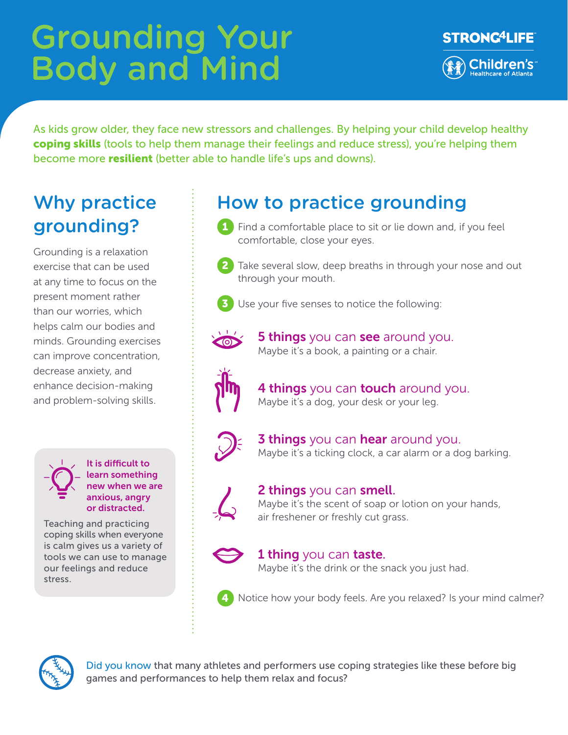# Grounding Your Body and Mind

STRONG4LIFE

Children's Healthcare of Atlanta

As kids grow older, they face new stressors and challenges. By helping your child develop healthy **coping skills** (tools to help them manage their feelings and reduce stress), you're helping them become more **resilient** (better able to handle life's ups and downs).

## Why practice grounding?

Grounding is a relaxation exercise that can be used at any time to focus on the present moment rather than our worries, which helps calm our bodies and minds. Grounding exercises can improve concentration, decrease anxiety, and enhance decision-making and problem-solving skills.

**It is difficult to learn something new when we are anxious, angry or distracted.**

Teaching and practicing coping skills when everyone is calm gives us a variety of tools we can use to manage our feelings and reduce stress.

## How to practice grounding

1. Find a comfortable place to sit or lie down and, if you feel comfortable, close your eyes.
2. Take several slow, deep breaths in through your nose and out through your mouth.
3. Use your five senses to notice the following:

   **5 things** you can **see** around you.
   Maybe it's a book, a painting or a chair.

   **4 things** you can **touch** around you.
   Maybe it's a dog, your desk or your leg.

   **3 things** you can **hear** around you.
   Maybe it's a ticking clock, a car alarm or a dog barking.

   **2 things** you can **smell**.
   Maybe it's the scent of soap or lotion on your hands, air freshener or freshly cut grass.

   **1 thing** you can **taste**.
   Maybe it's the drink or the snack you just had.

4. Notice how your body feels. Are you relaxed? Is your mind calmer?

Did you know that many athletes and performers use coping strategies like these before big games and performances to help them relax and focus?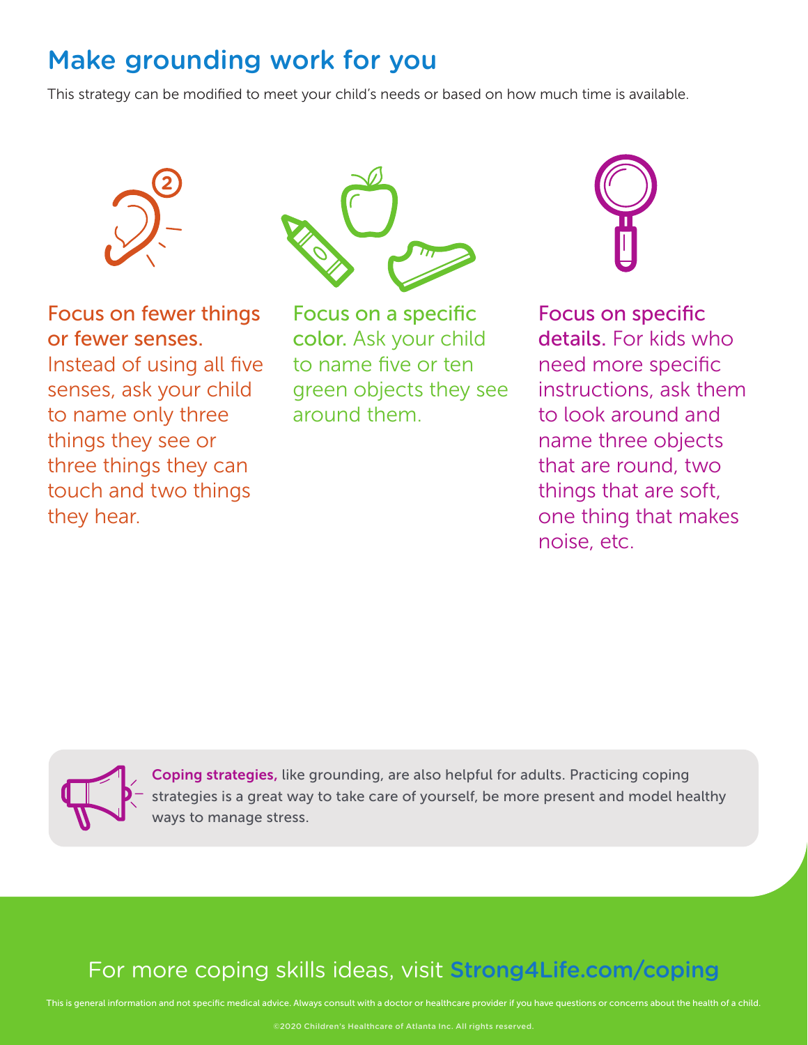## Make grounding work for you

This strategy can be modified to meet your child's needs or based on how much time is available.

**Focus on fewer things or fewer senses.** Instead of using all five senses, ask your child to name only three things they see or three things they can touch and two things they hear.

**Focus on a specific color.** Ask your child to name five or ten green objects they see around them.

**Focus on specific details.** For kids who need more specific instructions, ask them to look around and name three objects that are round, two things that are soft, one thing that makes noise, etc.

**Coping strategies,** like grounding, are also helpful for adults. Practicing coping strategies is a great way to take care of yourself, be more present and model healthy ways to manage stress.

For more coping skills ideas, visit **Strong4Life.com/coping**

This is general information and not specific medical advice. Always consult with a doctor or healthcare provider if you have questions or concerns about the health of a child.

©2020 Children's Healthcare of Atlanta Inc. All rights reserved.